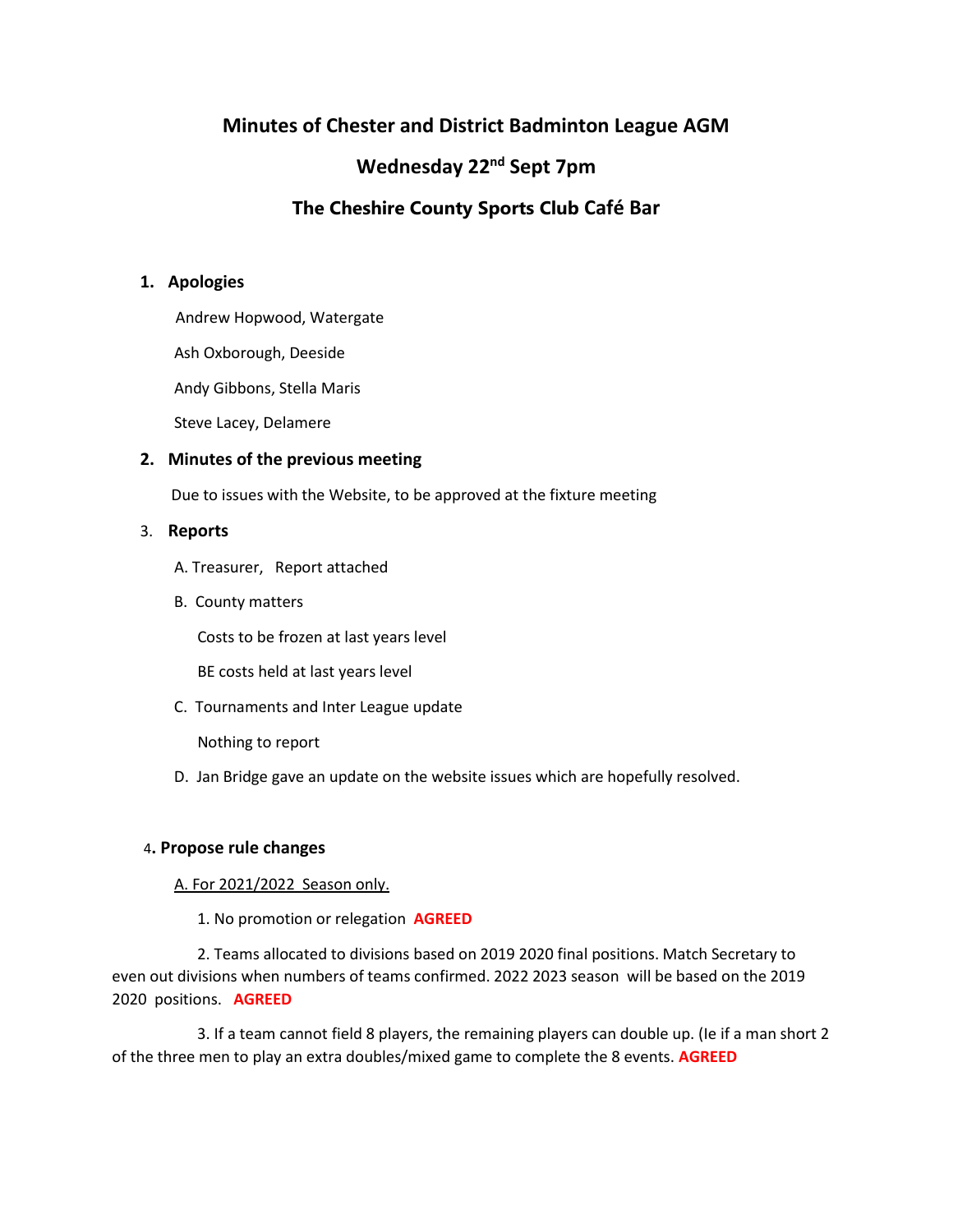# Minutes of Chester and District Badminton League AGM

## Wednesday 22nd Sept 7pm

## The Cheshire County Sports Club Café Bar

### 1. Apologies

Andrew Hopwood, Watergate

Ash Oxborough, Deeside

Andy Gibbons, Stella Maris

Steve Lacey, Delamere

### 2. Minutes of the previous meeting

Due to issues with the Website, to be approved at the fixture meeting

### 3. Reports

A. Treasurer, Report attached

B. County matters

Costs to be frozen at last years level

BE costs held at last years level

C. Tournaments and Inter League update

Nothing to report

D. Jan Bridge gave an update on the website issues which are hopefully resolved.

### 4. Propose rule changes

<u>A. For 2021/2022 Season only.</u>

1. No promotion or relegation **AGREED**

2. Teams allocated to divisions based on 2019 2020 final positions. Match Secretary to even out divisions when numbers of teams confirmed. 2022 2023 season will be based on the 2019 2020 positions. **AGREED**

3. If a team cannot field 8 players, the remaining players can double up. (Ie if a man short 2 of the three men to play an extra doubles/mixed game to complete the 8 events. **AGREED**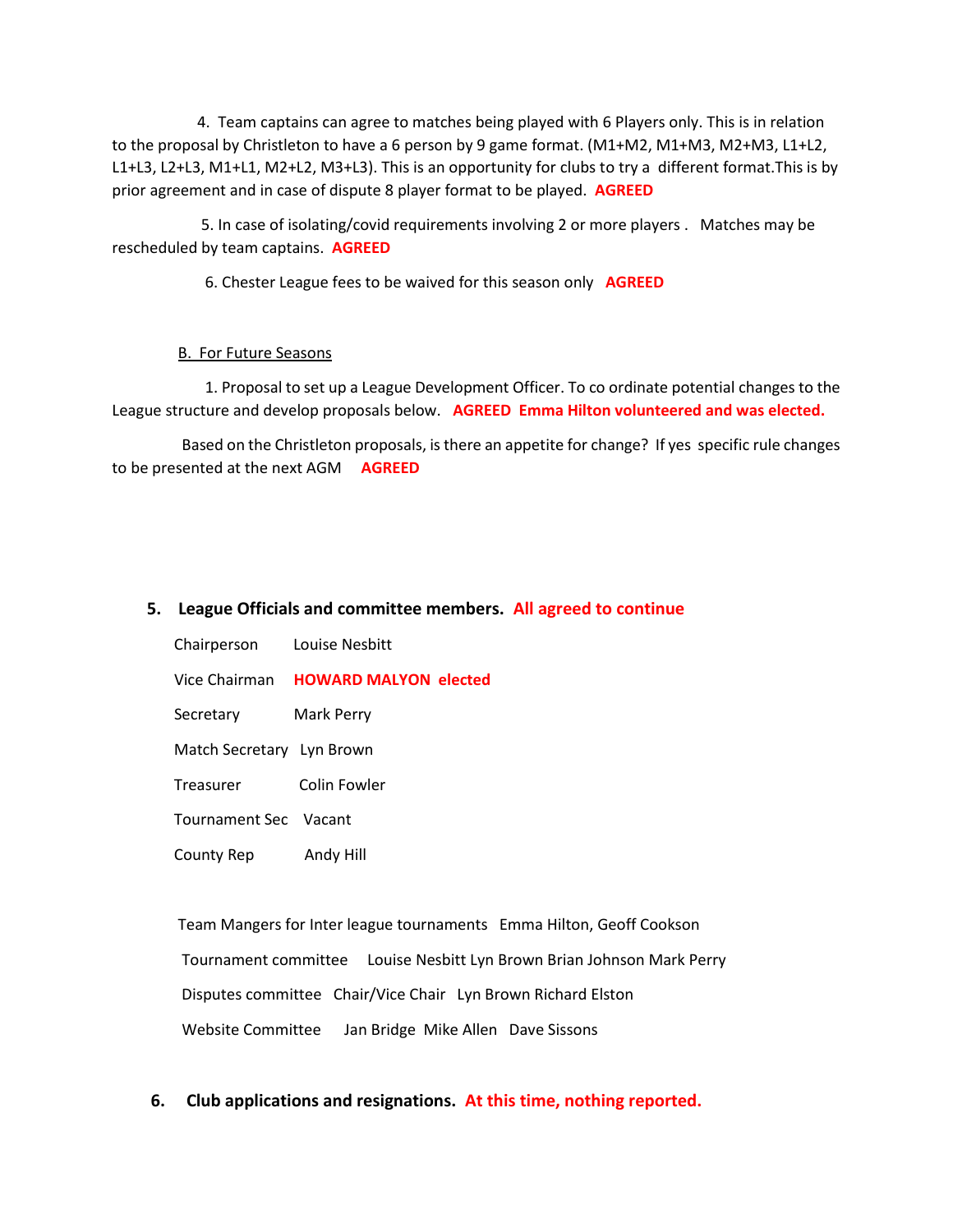4. Team captains can agree to matches being played with 6 Players only. This is in relation to the proposal by Christleton to have a 6 person by 9 game format. (M1+M2, M1+M3, M2+M3, L1+L2, L1+L3, L2+L3, M1+L1, M2+L2, M3+L3). This is an opportunity for clubs to try a different format.This is by prior agreement and in case of dispute 8 player format to be played. **AGREED**

5. In case of isolating/covid requirements involving 2 or more players . Matches may be rescheduled by team captains. **AGREED**

6. Chester League fees to be waived for this season only **AGREED**

B. For Future Seasons

1. Proposal to set up a League Development Officer. To co ordinate potential changes to the League structure and develop proposals below. **AGREED Emma Hilton volunteered and was elected.**

Based on the Christleton proposals, is there an appetite for change? If yes specific rule changes to be presented at the next AGM **AGREED**

## 5. League Officials and committee members. All agreed to continue

Chairperson Louise Nesbitt

Vice Chairman **HOWARD MALYON elected**

Secretary Mark Perry

Match Secretary Lyn Brown

Treasurer Colin Fowler

Tournament Sec Vacant

County Rep Andy Hill

Team Mangers for Inter league tournaments Emma Hilton, Geoff Cookson

Tournament committee Louise Nesbitt Lyn Brown Brian Johnson Mark Perry

Disputes committee Chair/Vice Chair Lyn Brown Richard Elston

Website Committee Jan Bridge Mike Allen Dave Sissons

## 6. Club applications and resignations. At this time, nothing reported.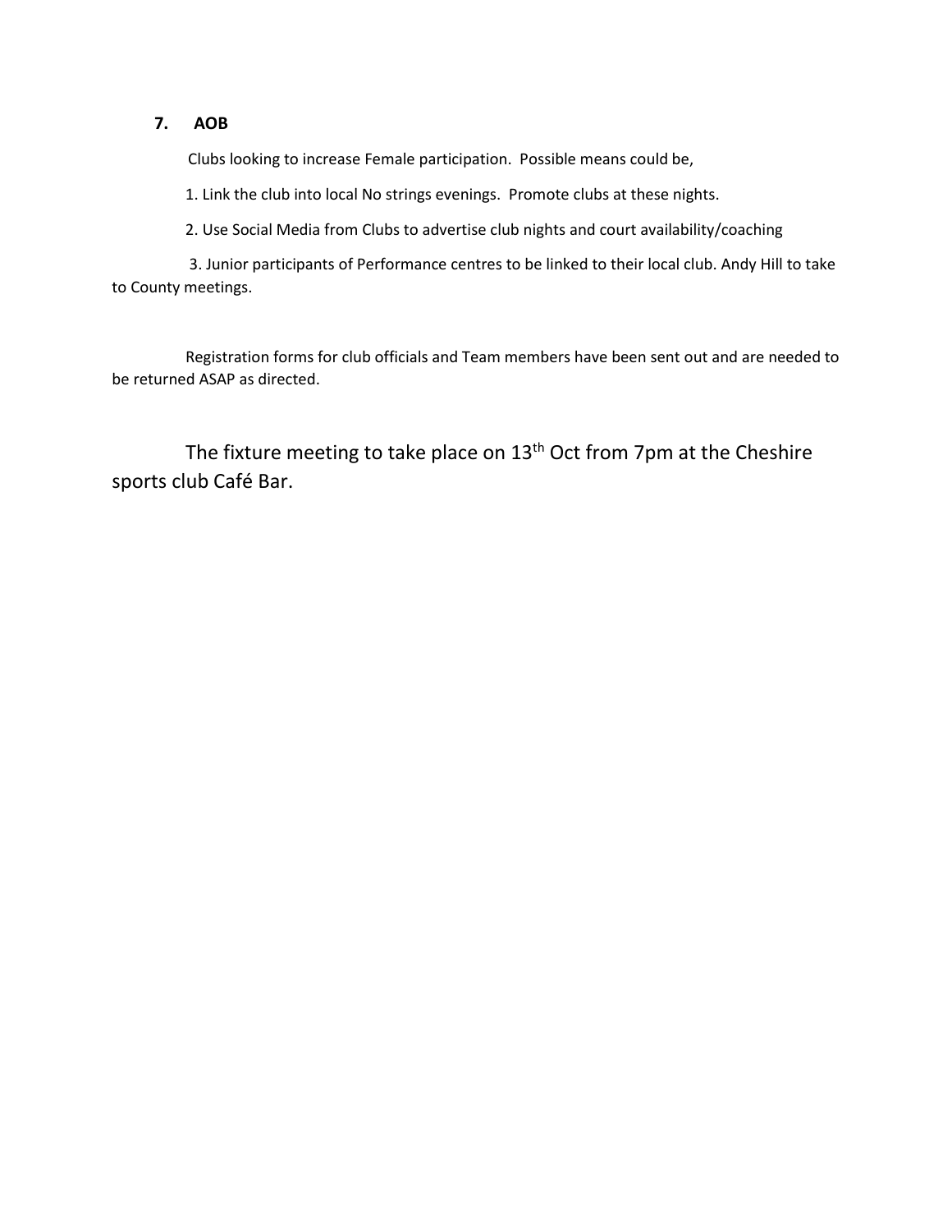## 7. AOB

Clubs looking to increase Female participation. Possible means could be,

1. Link the club into local No strings evenings. Promote clubs at these nights.
2. Use Social Media from Clubs to advertise club nights and court availability/coaching
3. Junior participants of Performance centres to be linked to their local club. Andy Hill to take to County meetings.

Registration forms for club officials and Team members have been sent out and are needed to be returned ASAP as directed.

The fixture meeting to take place on 13th Oct from 7pm at the Cheshire sports club Café Bar.